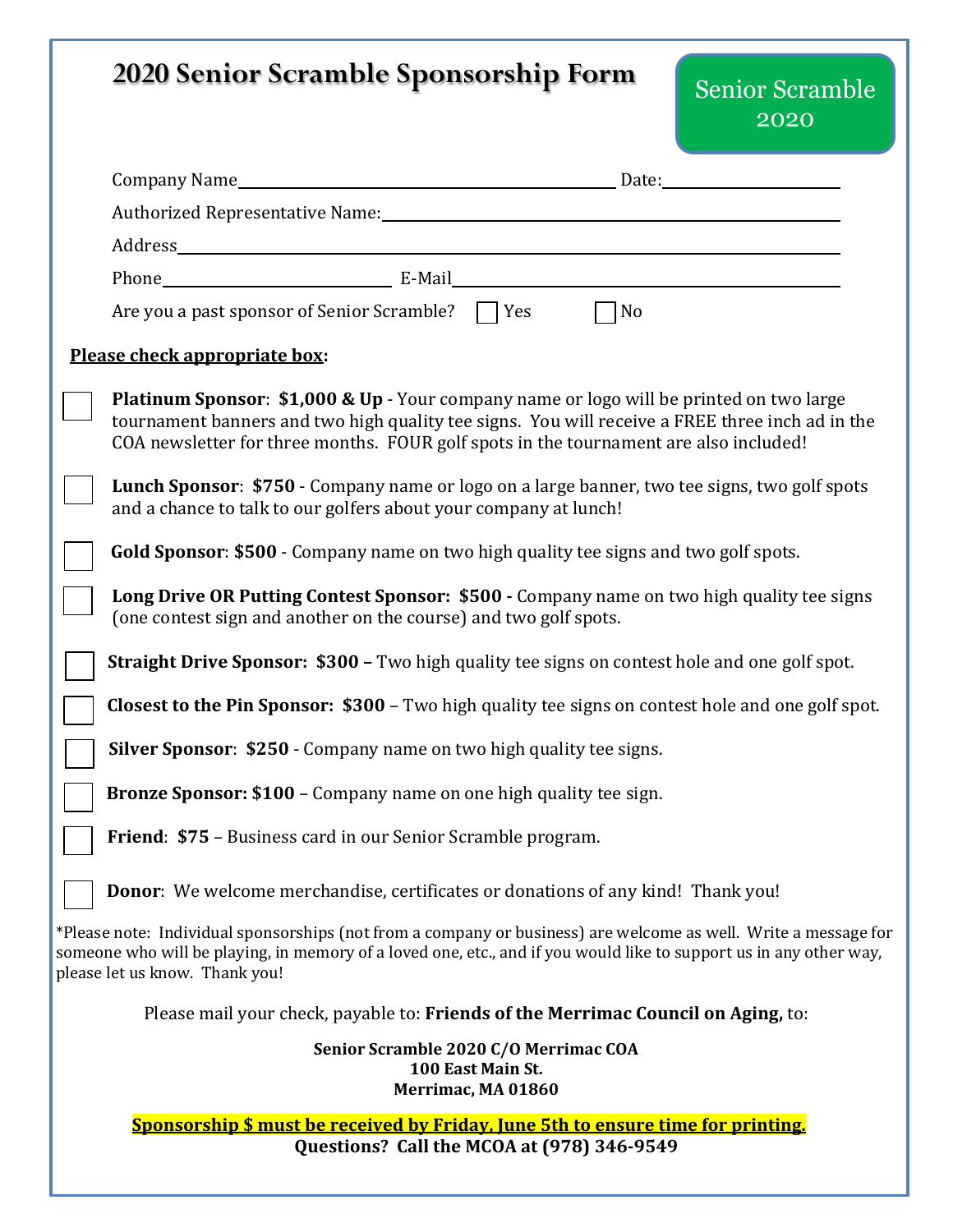# 2020 Senior Scramble Sponsorship Form

Senior Scramble 2020

Company Name________________________________ Date:________________

Authorized Representative Name:________________________________

Address________________________________________________

Phone____________________ E-Mail________________________________

Are you a past sponsor of Senior Scramble? ☐ Yes ☐ No

**Please check appropriate box:**

☐ **Platinum Sponsor**: **$1,000 & Up** - Your company name or logo will be printed on two large tournament banners and two high quality tee signs. You will receive a FREE three inch ad in the COA newsletter for three months. FOUR golf spots in the tournament are also included!

☐ **Lunch Sponsor**: **$750** - Company name or logo on a large banner, two tee signs, two golf spots and a chance to talk to our golfers about your company at lunch!

☐ **Gold Sponsor**: **$500** - Company name on two high quality tee signs and two golf spots.

☐ **Long Drive OR Putting Contest Sponsor: $500 -** Company name on two high quality tee signs (one contest sign and another on the course) and two golf spots.

☐ **Straight Drive Sponsor: $300 –** Two high quality tee signs on contest hole and one golf spot.

☐ **Closest to the Pin Sponsor: $300** – Two high quality tee signs on contest hole and one golf spot.

☐ **Silver Sponsor**: **$250** - Company name on two high quality tee signs.

☐ **Bronze Sponsor: $100** – Company name on one high quality tee sign.

☐ **Friend**: **$75** – Business card in our Senior Scramble program.

☐ **Donor**: We welcome merchandise, certificates or donations of any kind! Thank you!

*Please note: Individual sponsorships (not from a company or business) are welcome as well. Write a message for someone who will be playing, in memory of a loved one, etc., and if you would like to support us in any other way, please let us know. Thank you!

Please mail your check, payable to: **Friends of the Merrimac Council on Aging,** to:

**Senior Scramble 2020 C/O Merrimac COA**
**100 East Main St.**
**Merrimac, MA 01860**

**Sponsorship $ must be received by Friday, June 5th to ensure time for printing.**
**Questions? Call the MCOA at (978) 346-9549**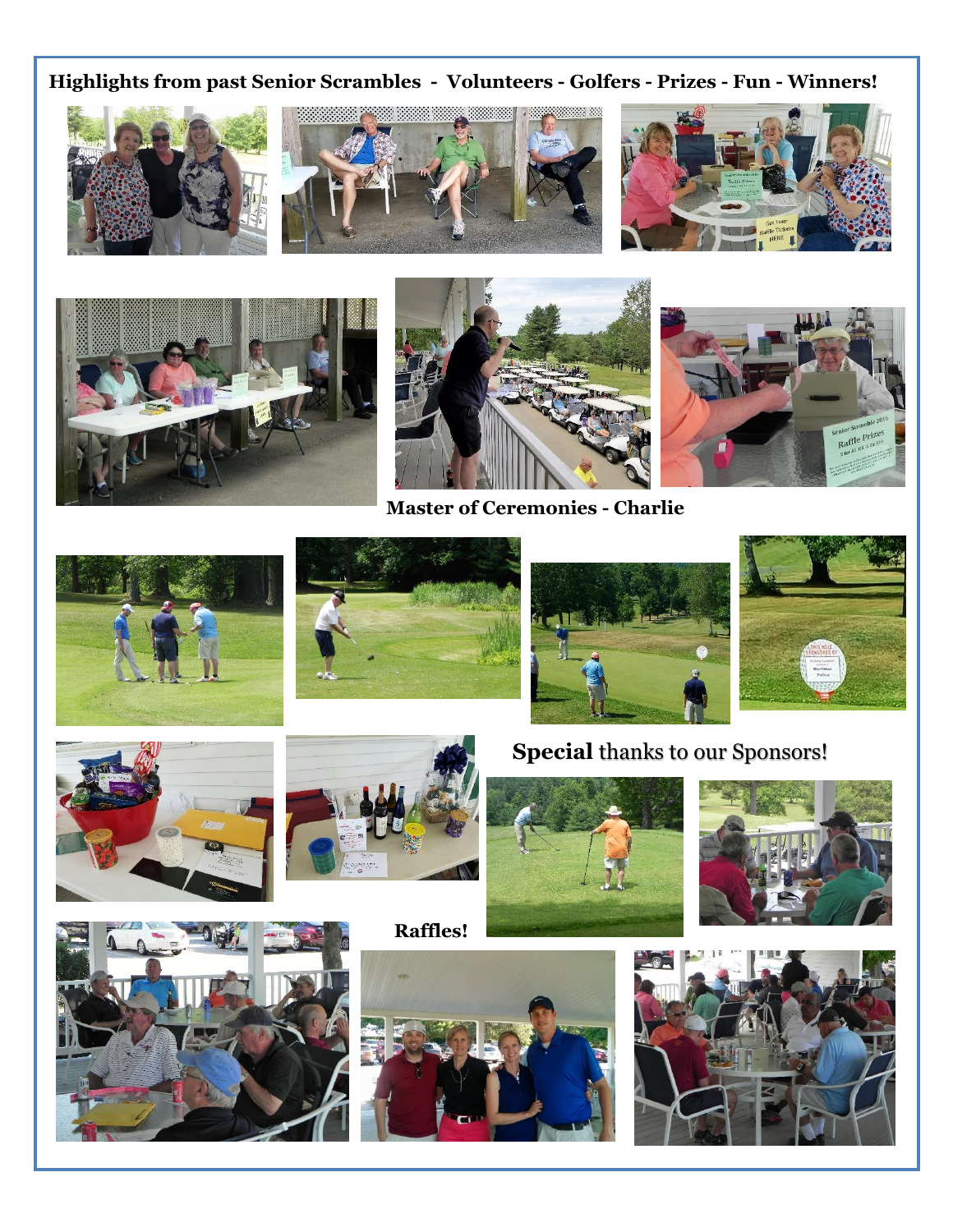**Highlights from past Senior Scrambles - Volunteers - Golfers - Prizes - Fun - Winners!**

**Master of Ceremonies - Charlie**

**Special** thanks to our Sponsors!

**Raffles!**